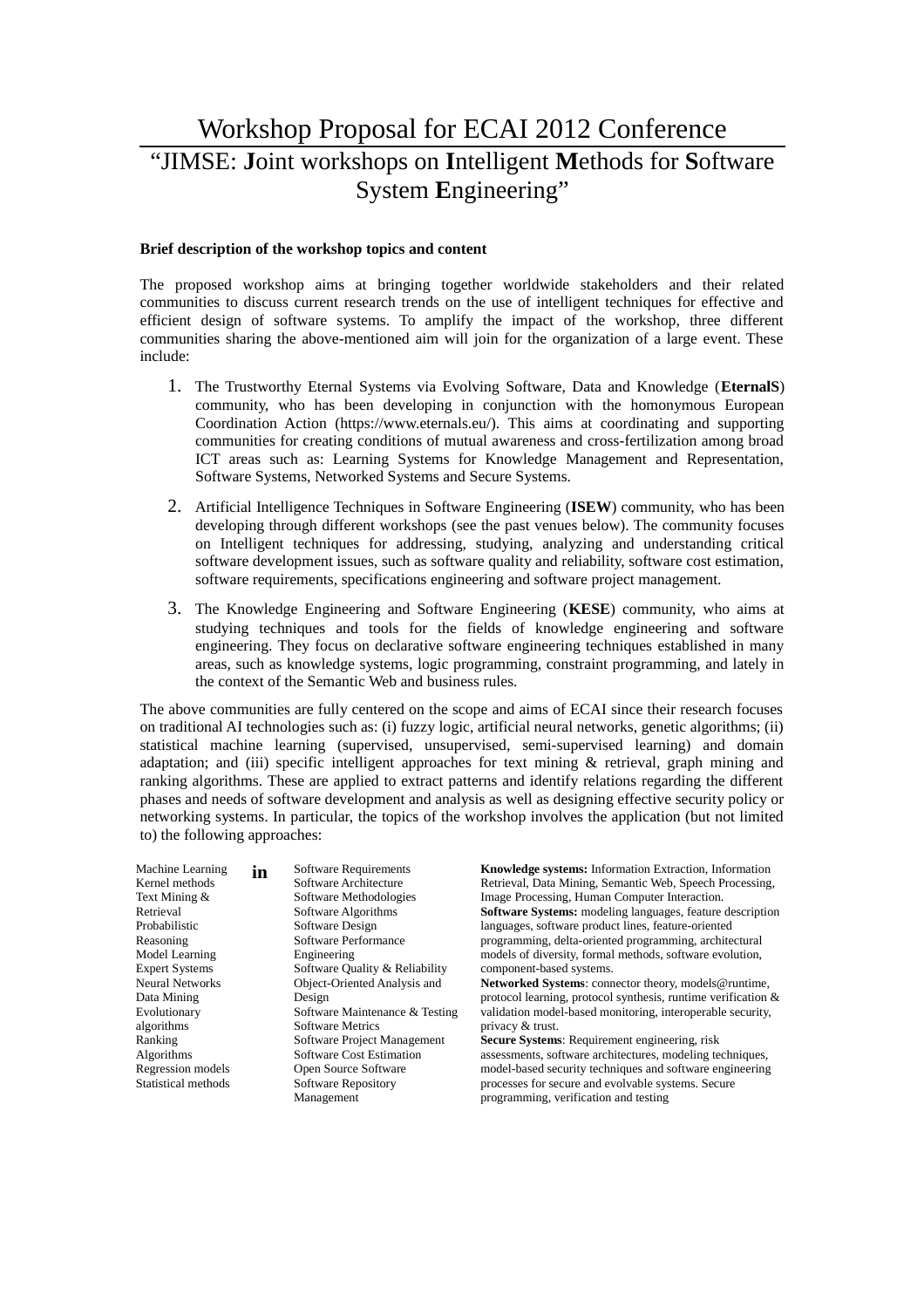# Workshop Proposal for ECAI 2012 Conference

## "JIMSE: **J**oint workshops on **I**ntelligent **M**ethods for **S**oftware System **E**ngineering"

**Brief description of the workshop topics and content**

The proposed workshop aims at bringing together worldwide stakeholders and their related communities to discuss current research trends on the use of intelligent techniques for effective and efficient design of software systems. To amplify the impact of the workshop, three different communities sharing the above-mentioned aim will join for the organization of a large event. These include:

1. The Trustworthy Eternal Systems via Evolving Software, Data and Knowledge (**EternalS**) community, who has been developing in conjunction with the homonymous European Coordination Action (https://www.eternals.eu/). This aims at coordinating and supporting communities for creating conditions of mutual awareness and cross-fertilization among broad ICT areas such as: Learning Systems for Knowledge Management and Representation, Software Systems, Networked Systems and Secure Systems.
2. Artificial Intelligence Techniques in Software Engineering (**ISEW**) community, who has been developing through different workshops (see the past venues below). The community focuses on Intelligent techniques for addressing, studying, analyzing and understanding critical software development issues, such as software quality and reliability, software cost estimation, software requirements, specifications engineering and software project management.
3. The Knowledge Engineering and Software Engineering (**KESE**) community, who aims at studying techniques and tools for the fields of knowledge engineering and software engineering. They focus on declarative software engineering techniques established in many areas, such as knowledge systems, logic programming, constraint programming, and lately in the context of the Semantic Web and business rules.

The above communities are fully centered on the scope and aims of ECAI since their research focuses on traditional AI technologies such as: (i) fuzzy logic, artificial neural networks, genetic algorithms; (ii) statistical machine learning (supervised, unsupervised, semi-supervised learning) and domain adaptation; and (iii) specific intelligent approaches for text mining & retrieval, graph mining and ranking algorithms. These are applied to extract patterns and identify relations regarding the different phases and needs of software development and analysis as well as designing effective security policy or networking systems. In particular, the topics of the workshop involves the application (but not limited to) the following approaches:

| Approaches | | Areas | Systems |
|---|---|---|---|
| Machine Learning<br>Kernel methods<br>Text Mining & Retrieval<br>Probabilistic Reasoning<br>Model Learning<br>Expert Systems<br>Neural Networks<br>Data Mining<br>Evolutionary algorithms<br>Ranking Algorithms<br>Regression models<br>Statistical methods | **in** | Software Requirements<br>Software Architecture<br>Software Methodologies<br>Software Algorithms<br>Software Design<br>Software Performance Engineering<br>Software Quality & Reliability<br>Object-Oriented Analysis and Design<br>Software Maintenance & Testing<br>Software Metrics<br>Software Project Management<br>Software Cost Estimation<br>Open Source Software<br>Software Repository Management | **Knowledge systems:** Information Extraction, Information Retrieval, Data Mining, Semantic Web, Speech Processing, Image Processing, Human Computer Interaction.<br>**Software Systems:** modeling languages, feature description languages, software product lines, feature-oriented programming, delta-oriented programming, architectural models of diversity, formal methods, software evolution, component-based systems.<br>**Networked Systems**: connector theory, models@runtime, protocol learning, protocol synthesis, runtime verification & validation model-based monitoring, interoperable security, privacy & trust.<br>**Secure Systems**: Requirement engineering, risk assessments, software architectures, modeling techniques, model-based security techniques and software engineering processes for secure and evolvable systems. Secure programming, verification and testing |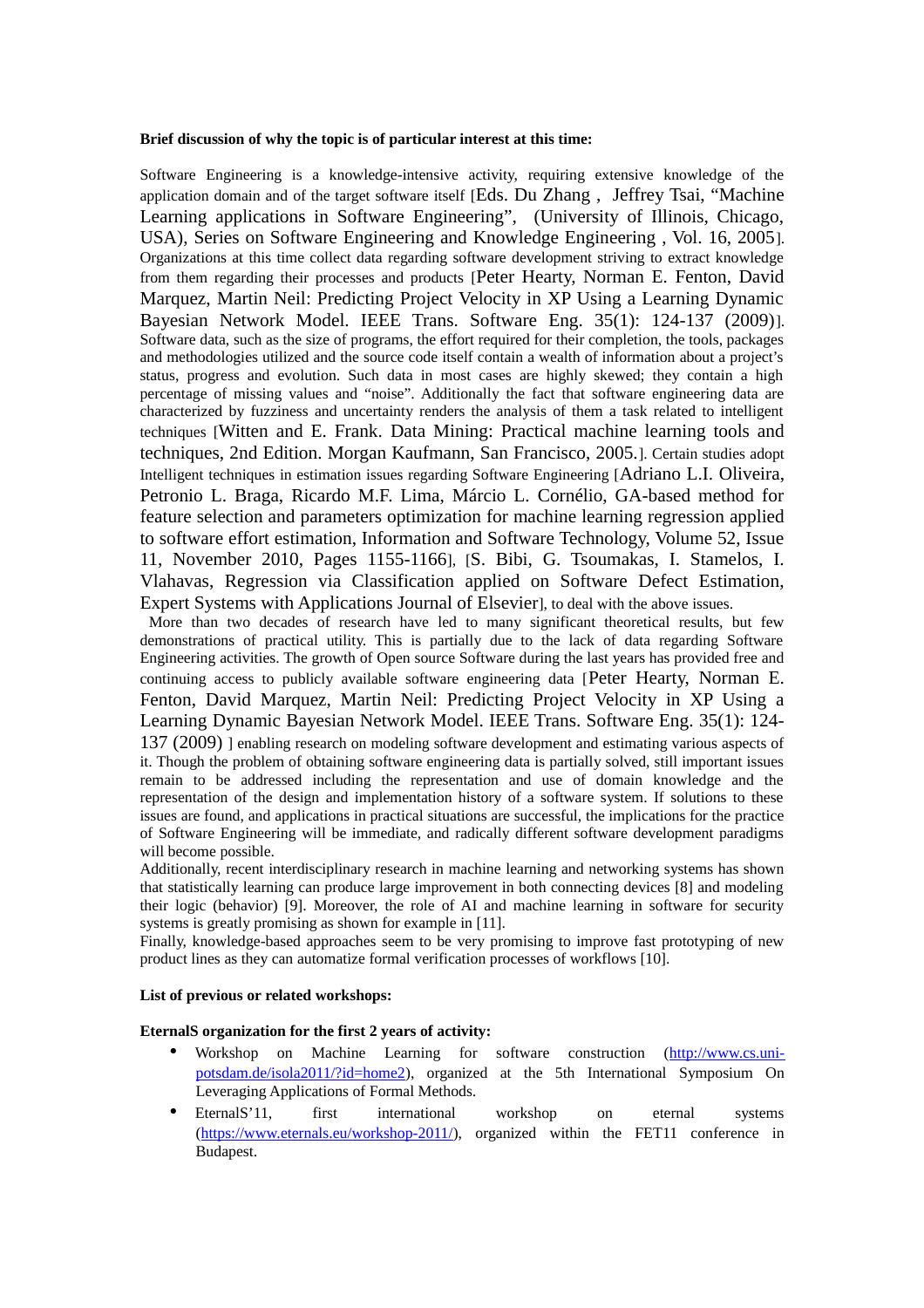**Brief discussion of why the topic is of particular interest at this time:**

Software Engineering is a knowledge-intensive activity, requiring extensive knowledge of the application domain and of the target software itself [Eds. Du Zhang , Jeffrey Tsai, "Machine Learning applications in Software Engineering", (University of Illinois, Chicago, USA), Series on Software Engineering and Knowledge Engineering , Vol. 16, 2005]. Organizations at this time collect data regarding software development striving to extract knowledge from them regarding their processes and products [Peter Hearty, Norman E. Fenton, David Marquez, Martin Neil: Predicting Project Velocity in XP Using a Learning Dynamic Bayesian Network Model. IEEE Trans. Software Eng. 35(1): 124-137 (2009)]. Software data, such as the size of programs, the effort required for their completion, the tools, packages and methodologies utilized and the source code itself contain a wealth of information about a project's status, progress and evolution. Such data in most cases are highly skewed; they contain a high percentage of missing values and "noise". Additionally the fact that software engineering data are characterized by fuzziness and uncertainty renders the analysis of them a task related to intelligent techniques [Witten and E. Frank. Data Mining: Practical machine learning tools and techniques, 2nd Edition. Morgan Kaufmann, San Francisco, 2005.]. Certain studies adopt Intelligent techniques in estimation issues regarding Software Engineering [Adriano L.I. Oliveira, Petronio L. Braga, Ricardo M.F. Lima, Márcio L. Cornélio, GA-based method for feature selection and parameters optimization for machine learning regression applied to software effort estimation, Information and Software Technology, Volume 52, Issue 11, November 2010, Pages 1155-1166], [S. Bibi, G. Tsoumakas, I. Stamelos, I. Vlahavas, Regression via Classification applied on Software Defect Estimation, Expert Systems with Applications Journal of Elsevier], to deal with the above issues.

More than two decades of research have led to many significant theoretical results, but few demonstrations of practical utility. This is partially due to the lack of data regarding Software Engineering activities. The growth of Open source Software during the last years has provided free and continuing access to publicly available software engineering data [Peter Hearty, Norman E. Fenton, David Marquez, Martin Neil: Predicting Project Velocity in XP Using a Learning Dynamic Bayesian Network Model. IEEE Trans. Software Eng. 35(1): 124-137 (2009) ] enabling research on modeling software development and estimating various aspects of it. Though the problem of obtaining software engineering data is partially solved, still important issues remain to be addressed including the representation and use of domain knowledge and the representation of the design and implementation history of a software system. If solutions to these issues are found, and applications in practical situations are successful, the implications for the practice of Software Engineering will be immediate, and radically different software development paradigms will become possible.

Additionally, recent interdisciplinary research in machine learning and networking systems has shown that statistically learning can produce large improvement in both connecting devices [8] and modeling their logic (behavior) [9]. Moreover, the role of AI and machine learning in software for security systems is greatly promising as shown for example in [11].

Finally, knowledge-based approaches seem to be very promising to improve fast prototyping of new product lines as they can automatize formal verification processes of workflows [10].

**List of previous or related workshops:**

**EternalS organization for the first 2 years of activity:**

- Workshop on Machine Learning for software construction (http://www.cs.uni-potsdam.de/isola2011/?id=home2), organized at the 5th International Symposium On Leveraging Applications of Formal Methods.
- EternalS'11, first international workshop on eternal systems (https://www.eternals.eu/workshop-2011/), organized within the FET11 conference in Budapest.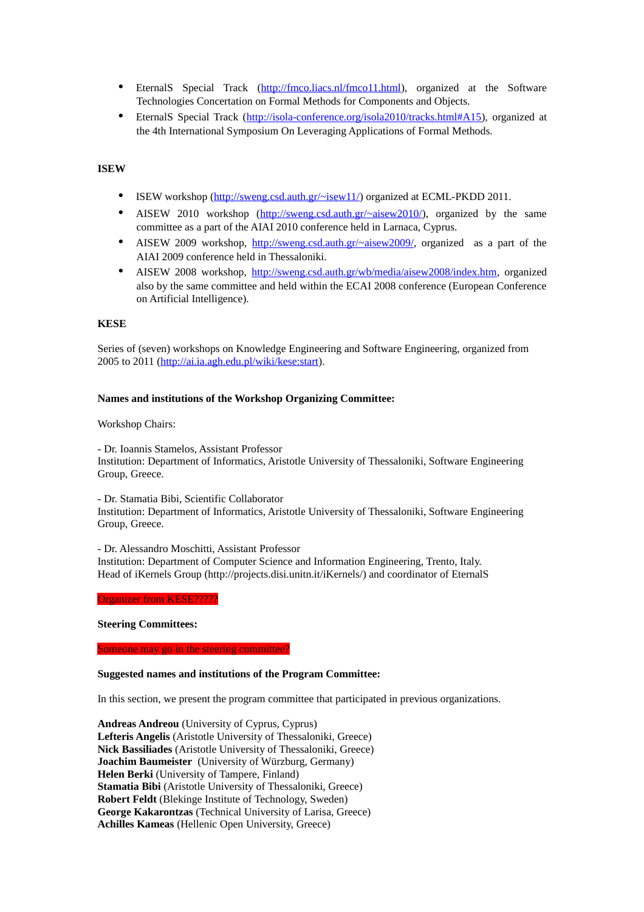- EternalS Special Track (http://fmco.liacs.nl/fmco11.html), organized at the Software Technologies Concertation on Formal Methods for Components and Objects.
- EternalS Special Track (http://isola-conference.org/isola2010/tracks.html#A15), organized at the 4th International Symposium On Leveraging Applications of Formal Methods.

**ISEW**

- ISEW workshop (http://sweng.csd.auth.gr/~isew11/) organized at ECML-PKDD 2011.
- AISEW 2010 workshop (http://sweng.csd.auth.gr/~aisew2010/), organized by the same committee as a part of the AIAI 2010 conference held in Larnaca, Cyprus.
- AISEW 2009 workshop, http://sweng.csd.auth.gr/~aisew2009/, organized as a part of the AIAI 2009 conference held in Thessaloniki.
- AISEW 2008 workshop, http://sweng.csd.auth.gr/wb/media/aisew2008/index.htm, organized also by the same committee and held within the ECAI 2008 conference (European Conference on Artificial Intelligence).

**KESE**

Series of (seven) workshops on Knowledge Engineering and Software Engineering, organized from 2005 to 2011 (http://ai.ia.agh.edu.pl/wiki/kese:start).

**Names and institutions of the Workshop Organizing Committee:**

Workshop Chairs:

- Dr. Ioannis Stamelos, Assistant Professor
Institution: Department of Informatics, Aristotle University of Thessaloniki, Software Engineering Group, Greece.

- Dr. Stamatia Bibi, Scientific Collaborator
Institution: Department of Informatics, Aristotle University of Thessaloniki, Software Engineering Group, Greece.

- Dr. Alessandro Moschitti, Assistant Professor
Institution: Department of Computer Science and Information Engineering, Trento, Italy.
Head of iKernels Group (http://projects.disi.unitn.it/iKernels/) and coordinator of EternalS

Organizer from KESE?????

**Steering Committees:**

Someone may go in the steering committee?

**Suggested names and institutions of the Program Committee:**

In this section, we present the program committee that participated in previous organizations.

**Andreas Andreou** (University of Cyprus, Cyprus)
**Lefteris Angelis** (Aristotle University of Thessaloniki, Greece)
**Nick Bassiliades** (Aristotle University of Thessaloniki, Greece)
**Joachim Baumeister** (University of Würzburg, Germany)
**Helen Berki** (University of Tampere, Finland)
**Stamatia Bibi** (Aristotle University of Thessaloniki, Greece)
**Robert Feldt** (Blekinge Institute of Technology, Sweden)
**George Kakarontzas** (Technical University of Larisa, Greece)
**Achilles Kameas** (Hellenic Open University, Greece)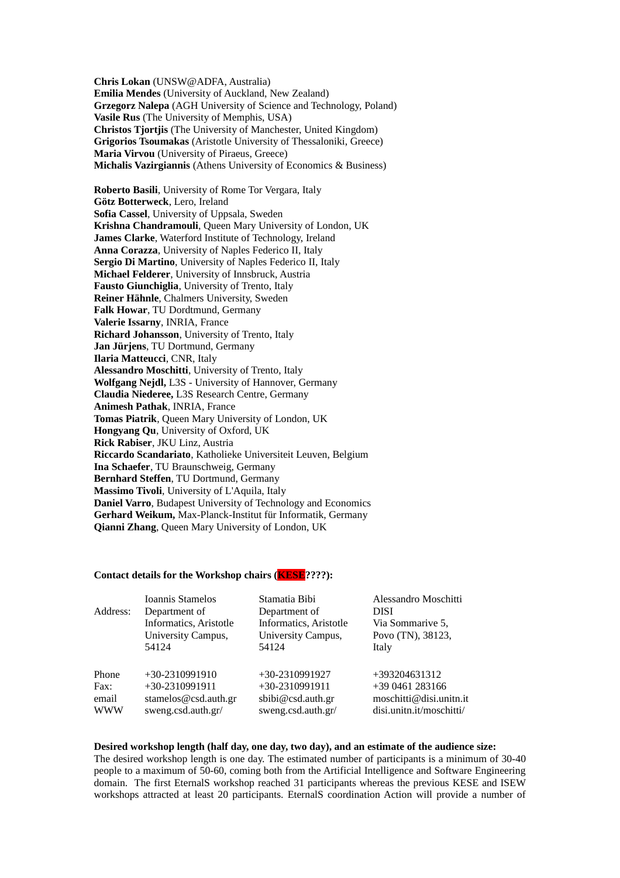**Chris Lokan** (UNSW@ADFA, Australia)
**Emilia Mendes** (University of Auckland, New Zealand)
**Grzegorz Nalepa** (AGH University of Science and Technology, Poland)
**Vasile Rus** (The University of Memphis, USA)
**Christos Tjortjis** (The University of Manchester, United Kingdom)
**Grigorios Tsoumakas** (Aristotle University of Thessaloniki, Greece)
**Maria Virvou** (University of Piraeus, Greece)
**Michalis Vazirgiannis** (Athens University of Economics & Business)

**Roberto Basili**, University of Rome Tor Vergara, Italy
**Götz Botterweck**, Lero, Ireland
**Sofia Cassel**, University of Uppsala, Sweden
**Krishna Chandramouli**, Queen Mary University of London, UK
**James Clarke**, Waterford Institute of Technology, Ireland
**Anna Corazza**, University of Naples Federico II, Italy
**Sergio Di Martino**, University of Naples Federico II, Italy
**Michael Felderer**, University of Innsbruck, Austria
**Fausto Giunchiglia**, University of Trento, Italy
**Reiner Hähnle**, Chalmers University, Sweden
**Falk Howar**, TU Dordtmund, Germany
**Valerie Issarny**, INRIA, France
**Richard Johansson**, University of Trento, Italy
**Jan Jürjens**, TU Dortmund, Germany
**Ilaria Matteucci**, CNR, Italy
**Alessandro Moschitti**, University of Trento, Italy
**Wolfgang Nejdl,** L3S - University of Hannover, Germany
**Claudia Niederee,** L3S Research Centre, Germany
**Animesh Pathak**, INRIA, France
**Tomas Piatrik**, Queen Mary University of London, UK
**Hongyang Qu**, University of Oxford, UK
**Rick Rabiser**, JKU Linz, Austria
**Riccardo Scandariato**, Katholieke Universiteit Leuven, Belgium
**Ina Schaefer**, TU Braunschweig, Germany
**Bernhard Steffen**, TU Dortmund, Germany
**Massimo Tivoli**, University of L'Aquila, Italy
**Daniel Varro**, Budapest University of Technology and Economics
**Gerhard Weikum,** Max-Planck-Institut für Informatik, Germany
**Qianni Zhang**, Queen Mary University of London, UK

**Contact details for the Workshop chairs (KESE????):**

| | | | |
|---|---|---|---|
| Address: | Ioannis Stamelos<br>Department of Informatics, Aristotle University Campus, 54124 | Stamatia Bibi<br>Department of Informatics, Aristotle University Campus, 54124 | Alessandro Moschitti<br>DISI<br>Via Sommarive 5, Povo (TN), 38123, Italy |
| Phone | +30-2310991910 | +30-2310991927 | +393204631312 |
| Fax: | +30-2310991911 | +30-2310991911 | +39 0461 283166 |
| email | stamelos@csd.auth.gr | sbibi@csd.auth.gr | moschitti@disi.unitn.it |
| WWW | sweng.csd.auth.gr/ | sweng.csd.auth.gr/ | disi.unitn.it/moschitti/ |

**Desired workshop length (half day, one day, two day), and an estimate of the audience size:**
The desired workshop length is one day. The estimated number of participants is a minimum of 30-40 people to a maximum of 50-60, coming both from the Artificial Intelligence and Software Engineering domain. The first EternalS workshop reached 31 participants whereas the previous KESE and ISEW workshops attracted at least 20 participants. EternalS coordination Action will provide a number of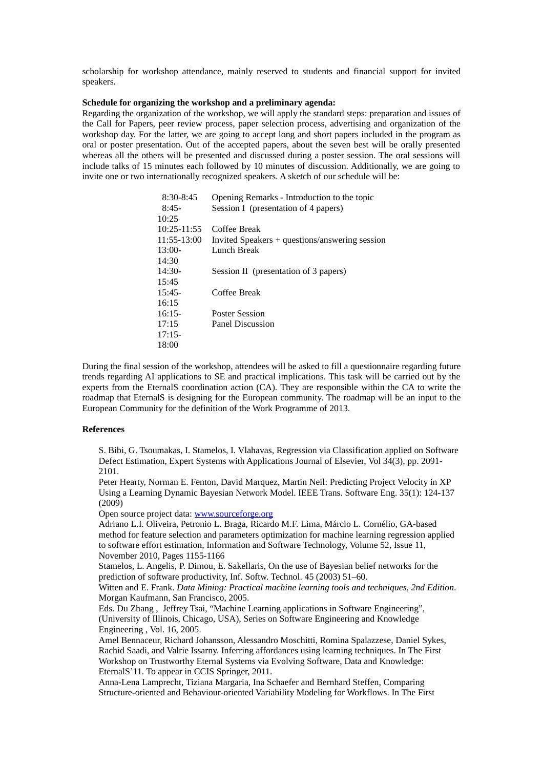scholarship for workshop attendance, mainly reserved to students and financial support for invited speakers.

**Schedule for organizing the workshop and a preliminary agenda:**

Regarding the organization of the workshop, we will apply the standard steps: preparation and issues of the Call for Papers, peer review process, paper selection process, advertising and organization of the workshop day. For the latter, we are going to accept long and short papers included in the program as oral or poster presentation. Out of the accepted papers, about the seven best will be orally presented whereas all the others will be presented and discussed during a poster session. The oral sessions will include talks of 15 minutes each followed by 10 minutes of discussion. Additionally, we are going to invite one or two internationally recognized speakers. A sketch of our schedule will be:

| | |
|---|---|
| 8:30-8:45 | Opening Remarks - Introduction to the topic |
| 8:45-10:25 | Session I (presentation of 4 papers) |
| 10:25-11:55 | Coffee Break |
| 11:55-13:00 | Invited Speakers + questions/answering session |
| 13:00-14:30 | Lunch Break |
| 14:30-15:45 | Session II (presentation of 3 papers) |
| 15:45-16:15 | Coffee Break |
| 16:15-17:15 | Poster Session |
| 17:15-18:00 | Panel Discussion |

During the final session of the workshop, attendees will be asked to fill a questionnaire regarding future trends regarding AI applications to SE and practical implications. This task will be carried out by the experts from the EternalS coordination action (CA). They are responsible within the CA to write the roadmap that EternalS is designing for the European community. The roadmap will be an input to the European Community for the definition of the Work Programme of 2013.

**References**

S. Bibi, G. Tsoumakas, I. Stamelos, I. Vlahavas, Regression via Classification applied on Software Defect Estimation, Expert Systems with Applications Journal of Elsevier, Vol 34(3), pp. 2091-2101.

Peter Hearty, Norman E. Fenton, David Marquez, Martin Neil: Predicting Project Velocity in XP Using a Learning Dynamic Bayesian Network Model. IEEE Trans. Software Eng. 35(1): 124-137 (2009)

Open source project data: [www.sourceforge.org](www.sourceforge.org)

Adriano L.I. Oliveira, Petronio L. Braga, Ricardo M.F. Lima, Márcio L. Cornélio, GA-based method for feature selection and parameters optimization for machine learning regression applied to software effort estimation, Information and Software Technology, Volume 52, Issue 11, November 2010, Pages 1155-1166

Stamelos, L. Angelis, P. Dimou, E. Sakellaris, On the use of Bayesian belief networks for the prediction of software productivity, Inf. Softw. Technol. 45 (2003) 51–60.

Witten and E. Frank. *Data Mining: Practical machine learning tools and techniques, 2nd Edition*. Morgan Kaufmann, San Francisco, 2005.

Eds. Du Zhang , Jeffrey Tsai, "Machine Learning applications in Software Engineering", (University of Illinois, Chicago, USA), Series on Software Engineering and Knowledge Engineering , Vol. 16, 2005.

Amel Bennaceur, Richard Johansson, Alessandro Moschitti, Romina Spalazzese, Daniel Sykes, Rachid Saadi, and Valrie Issarny. Inferring affordances using learning techniques. In The First Workshop on Trustworthy Eternal Systems via Evolving Software, Data and Knowledge: EternalS'11. To appear in CCIS Springer, 2011.

Anna-Lena Lamprecht, Tiziana Margaria, Ina Schaefer and Bernhard Steffen, Comparing Structure-oriented and Behaviour-oriented Variability Modeling for Workflows. In The First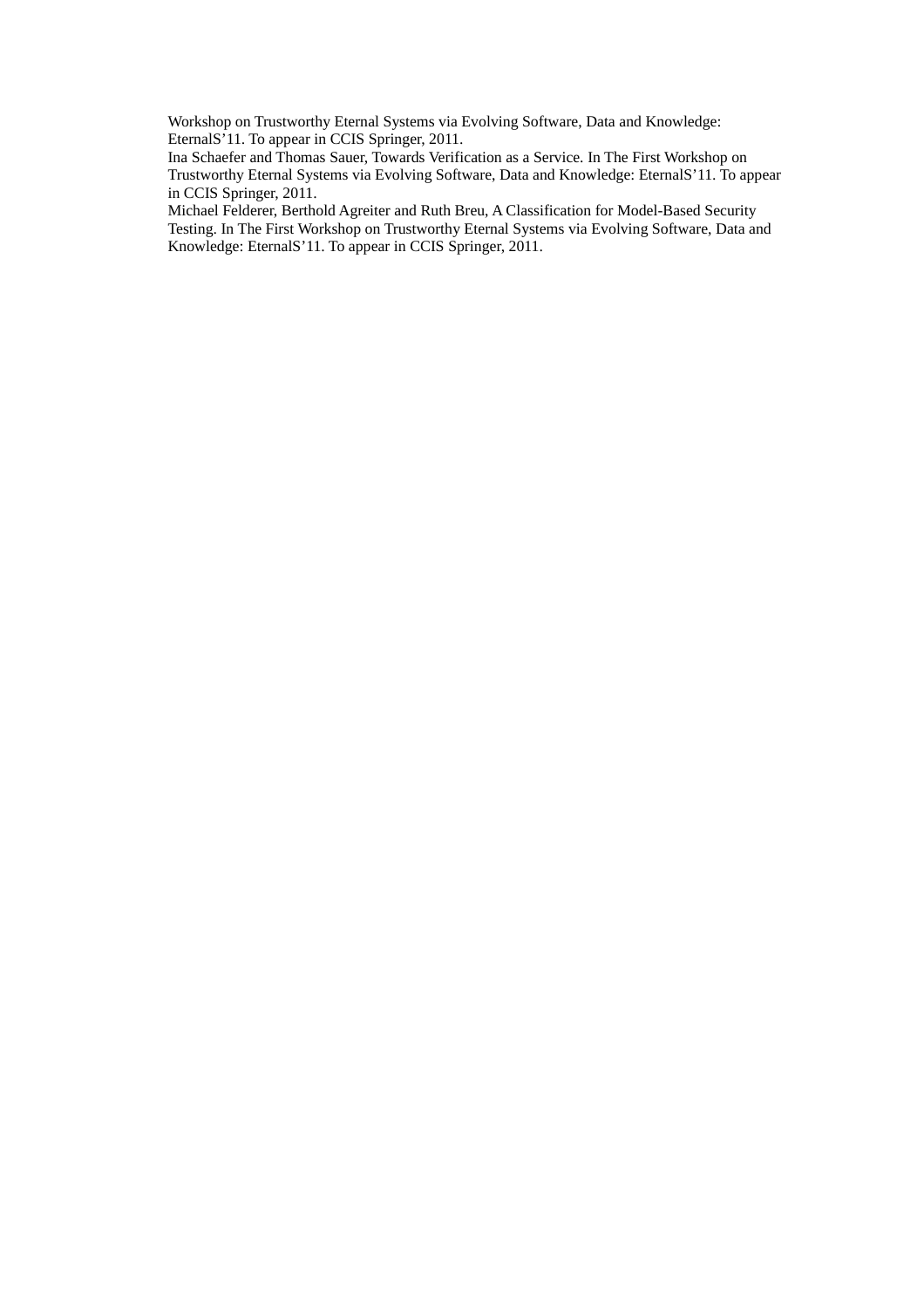Workshop on Trustworthy Eternal Systems via Evolving Software, Data and Knowledge: EternalS'11. To appear in CCIS Springer, 2011.

Ina Schaefer and Thomas Sauer, Towards Verification as a Service. In The First Workshop on Trustworthy Eternal Systems via Evolving Software, Data and Knowledge: EternalS'11. To appear in CCIS Springer, 2011.

Michael Felderer, Berthold Agreiter and Ruth Breu, A Classification for Model-Based Security Testing. In The First Workshop on Trustworthy Eternal Systems via Evolving Software, Data and Knowledge: EternalS'11. To appear in CCIS Springer, 2011.